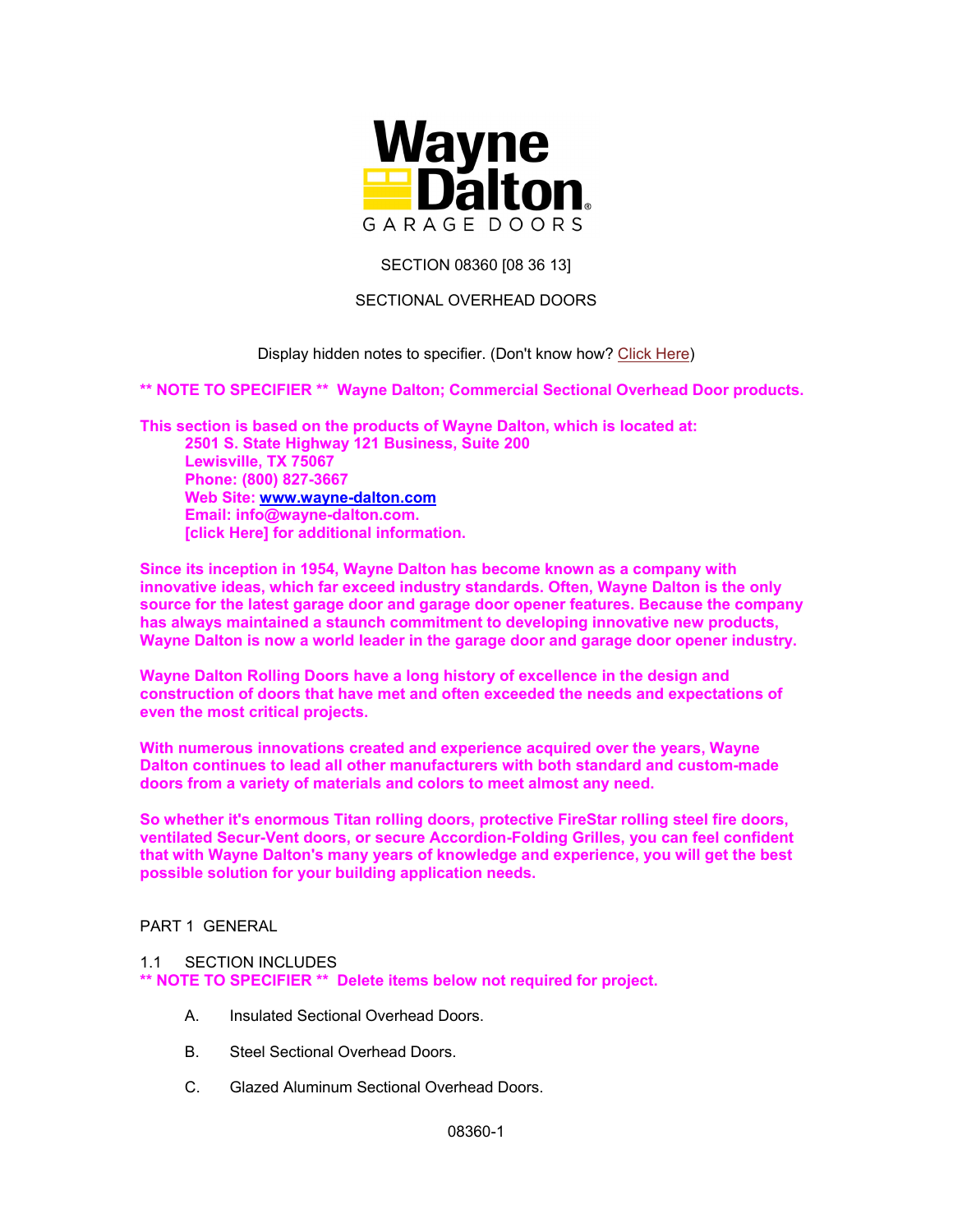Wayne Dalton
GARAGE DOORS

SECTION 08360 [08 36 13]

SECTIONAL OVERHEAD DOORS

Display hidden notes to specifier. (Don't know how? Click Here)

**** NOTE TO SPECIFIER ** Wayne Dalton; Commercial Sectional Overhead Door products.**

**This section is based on the products of Wayne Dalton, which is located at:**
**2501 S. State Highway 121 Business, Suite 200**
**Lewisville, TX 75067**
**Phone: (800) 827-3667**
**Web Site: www.wayne-dalton.com**
**Email: info@wayne-dalton.com.**
**[click Here] for additional information.**

**Since its inception in 1954, Wayne Dalton has become known as a company with innovative ideas, which far exceed industry standards. Often, Wayne Dalton is the only source for the latest garage door and garage door opener features. Because the company has always maintained a staunch commitment to developing innovative new products, Wayne Dalton is now a world leader in the garage door and garage door opener industry.**

**Wayne Dalton Rolling Doors have a long history of excellence in the design and construction of doors that have met and often exceeded the needs and expectations of even the most critical projects.**

**With numerous innovations created and experience acquired over the years, Wayne Dalton continues to lead all other manufacturers with both standard and custom-made doors from a variety of materials and colors to meet almost any need.**

**So whether it's enormous Titan rolling doors, protective FireStar rolling steel fire doors, ventilated Secur-Vent doors, or secure Accordion-Folding Grilles, you can feel confident that with Wayne Dalton's many years of knowledge and experience, you will get the best possible solution for your building application needs.**

## PART 1 GENERAL

### 1.1 SECTION INCLUDES

**** NOTE TO SPECIFIER ** Delete items below not required for project.**

A. Insulated Sectional Overhead Doors.

B. Steel Sectional Overhead Doors.

C. Glazed Aluminum Sectional Overhead Doors.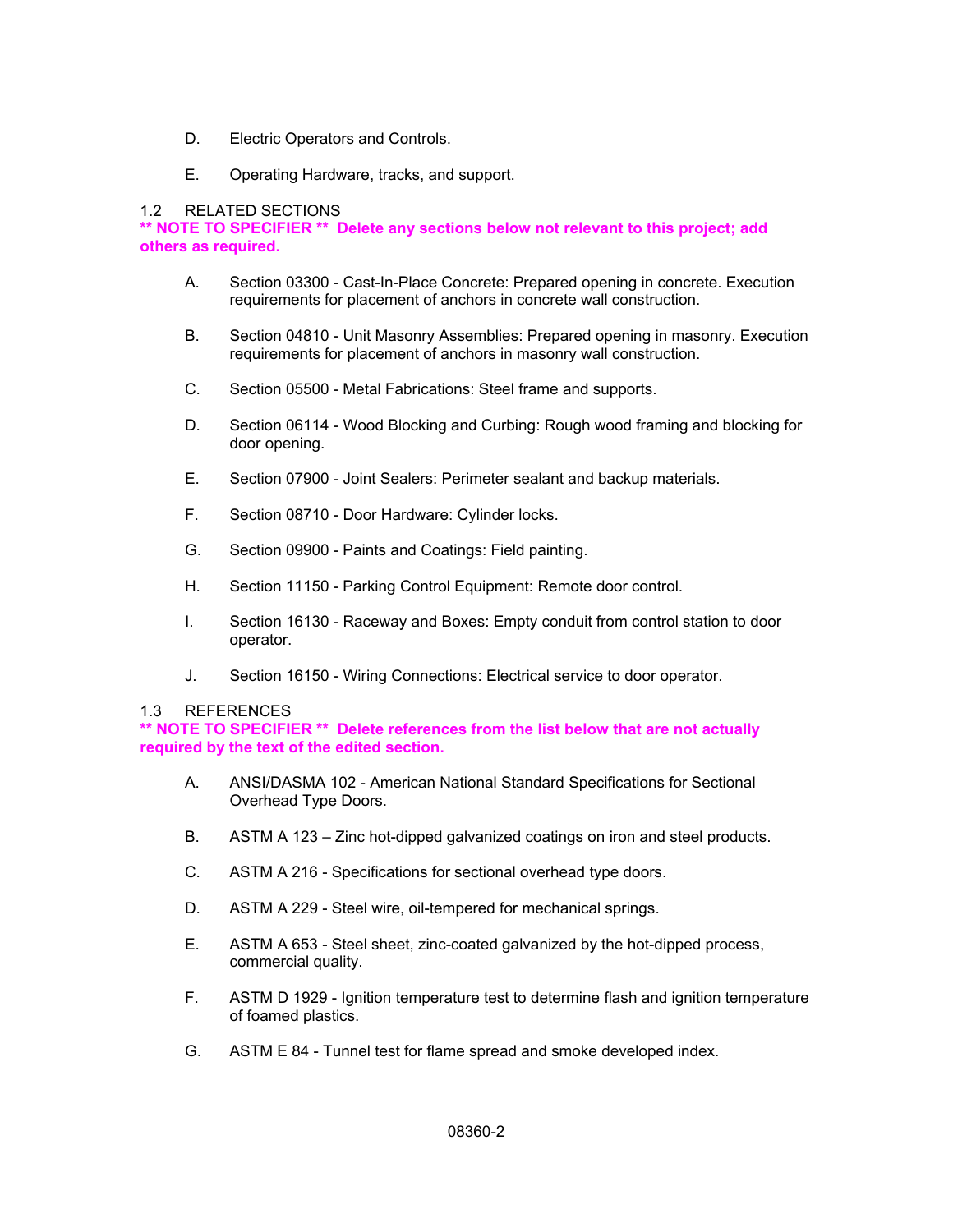D. Electric Operators and Controls.

E. Operating Hardware, tracks, and support.

## 1.2 RELATED SECTIONS

**\*\* NOTE TO SPECIFIER \*\* Delete any sections below not relevant to this project; add others as required.**

A. Section 03300 - Cast-In-Place Concrete: Prepared opening in concrete. Execution requirements for placement of anchors in concrete wall construction.

B. Section 04810 - Unit Masonry Assemblies: Prepared opening in masonry. Execution requirements for placement of anchors in masonry wall construction.

C. Section 05500 - Metal Fabrications: Steel frame and supports.

D. Section 06114 - Wood Blocking and Curbing: Rough wood framing and blocking for door opening.

E. Section 07900 - Joint Sealers: Perimeter sealant and backup materials.

F. Section 08710 - Door Hardware: Cylinder locks.

G. Section 09900 - Paints and Coatings: Field painting.

H. Section 11150 - Parking Control Equipment: Remote door control.

I. Section 16130 - Raceway and Boxes: Empty conduit from control station to door operator.

J. Section 16150 - Wiring Connections: Electrical service to door operator.

## 1.3 REFERENCES

**\*\* NOTE TO SPECIFIER \*\* Delete references from the list below that are not actually required by the text of the edited section.**

A. ANSI/DASMA 102 - American National Standard Specifications for Sectional Overhead Type Doors.

B. ASTM A 123 – Zinc hot-dipped galvanized coatings on iron and steel products.

C. ASTM A 216 - Specifications for sectional overhead type doors.

D. ASTM A 229 - Steel wire, oil-tempered for mechanical springs.

E. ASTM A 653 - Steel sheet, zinc-coated galvanized by the hot-dipped process, commercial quality.

F. ASTM D 1929 - Ignition temperature test to determine flash and ignition temperature of foamed plastics.

G. ASTM E 84 - Tunnel test for flame spread and smoke developed index.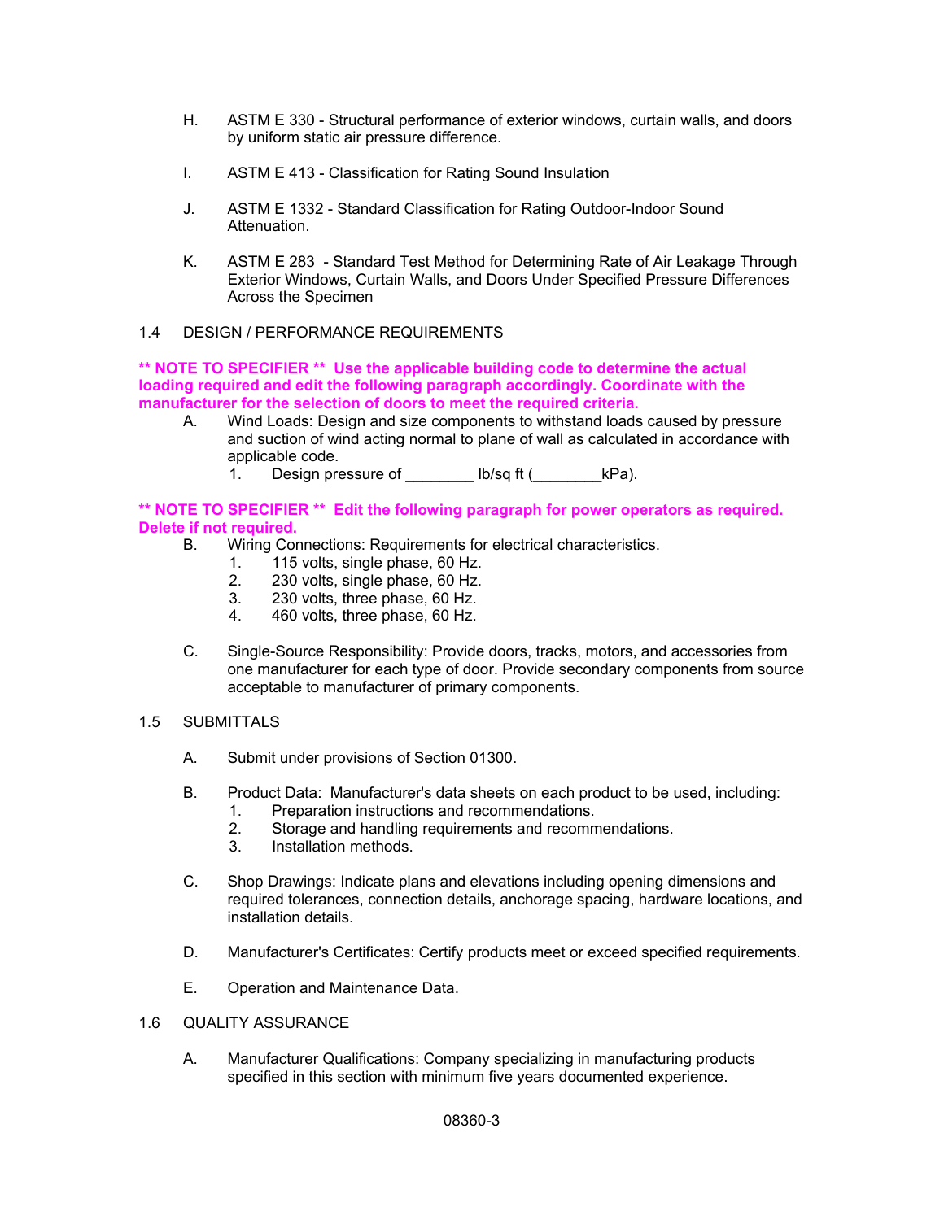H. ASTM E 330 - Structural performance of exterior windows, curtain walls, and doors by uniform static air pressure difference.

I. ASTM E 413 - Classification for Rating Sound Insulation

J. ASTM E 1332 - Standard Classification for Rating Outdoor-Indoor Sound Attenuation.

K. ASTM E 283 - Standard Test Method for Determining Rate of Air Leakage Through Exterior Windows, Curtain Walls, and Doors Under Specified Pressure Differences Across the Specimen

## 1.4 DESIGN / PERFORMANCE REQUIREMENTS

**** NOTE TO SPECIFIER ** Use the applicable building code to determine the actual loading required and edit the following paragraph accordingly. Coordinate with the manufacturer for the selection of doors to meet the required criteria.**

A. Wind Loads: Design and size components to withstand loads caused by pressure and suction of wind acting normal to plane of wall as calculated in accordance with applicable code.
   1. Design pressure of ________ lb/sq ft (________kPa).

**** NOTE TO SPECIFIER ** Edit the following paragraph for power operators as required. Delete if not required.**

B. Wiring Connections: Requirements for electrical characteristics.
   1. 115 volts, single phase, 60 Hz.
   2. 230 volts, single phase, 60 Hz.
   3. 230 volts, three phase, 60 Hz.
   4. 460 volts, three phase, 60 Hz.

C. Single-Source Responsibility: Provide doors, tracks, motors, and accessories from one manufacturer for each type of door. Provide secondary components from source acceptable to manufacturer of primary components.

## 1.5 SUBMITTALS

A. Submit under provisions of Section 01300.

B. Product Data: Manufacturer's data sheets on each product to be used, including:
   1. Preparation instructions and recommendations.
   2. Storage and handling requirements and recommendations.
   3. Installation methods.

C. Shop Drawings: Indicate plans and elevations including opening dimensions and required tolerances, connection details, anchorage spacing, hardware locations, and installation details.

D. Manufacturer's Certificates: Certify products meet or exceed specified requirements.

E. Operation and Maintenance Data.

## 1.6 QUALITY ASSURANCE

A. Manufacturer Qualifications: Company specializing in manufacturing products specified in this section with minimum five years documented experience.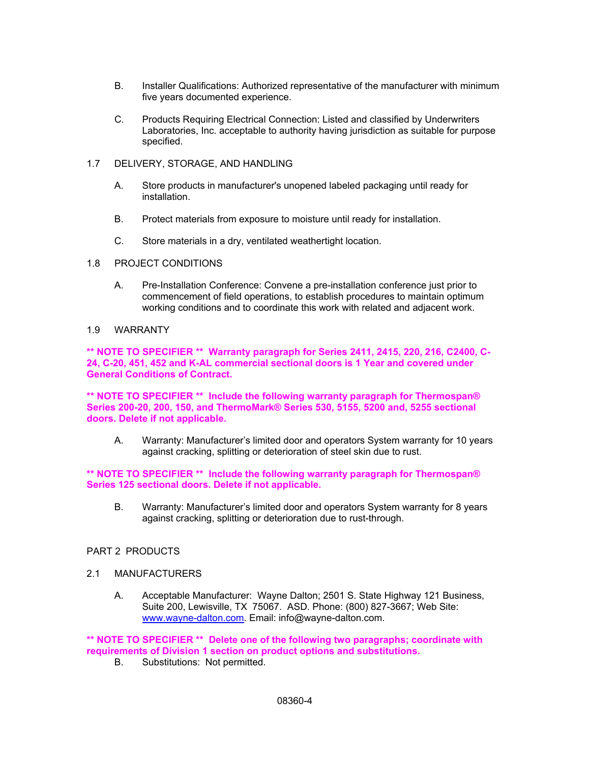B. Installer Qualifications: Authorized representative of the manufacturer with minimum five years documented experience.

C. Products Requiring Electrical Connection: Listed and classified by Underwriters Laboratories, Inc. acceptable to authority having jurisdiction as suitable for purpose specified.

## 1.7 DELIVERY, STORAGE, AND HANDLING

A. Store products in manufacturer's unopened labeled packaging until ready for installation.

B. Protect materials from exposure to moisture until ready for installation.

C. Store materials in a dry, ventilated weathertight location.

## 1.8 PROJECT CONDITIONS

A. Pre-Installation Conference: Convene a pre-installation conference just prior to commencement of field operations, to establish procedures to maintain optimum working conditions and to coordinate this work with related and adjacent work.

## 1.9 WARRANTY

**** NOTE TO SPECIFIER ** Warranty paragraph for Series 2411, 2415, 220, 216, C2400, C-24, C-20, 451, 452 and K-AL commercial sectional doors is 1 Year and covered under General Conditions of Contract.**

**** NOTE TO SPECIFIER ** Include the following warranty paragraph for Thermospan® Series 200-20, 200, 150, and ThermoMark® Series 530, 5155, 5200 and, 5255 sectional doors. Delete if not applicable.**

A. Warranty: Manufacturer's limited door and operators System warranty for 10 years against cracking, splitting or deterioration of steel skin due to rust.

**** NOTE TO SPECIFIER ** Include the following warranty paragraph for Thermospan® Series 125 sectional doors. Delete if not applicable.**

B. Warranty: Manufacturer's limited door and operators System warranty for 8 years against cracking, splitting or deterioration due to rust-through.

# PART 2 PRODUCTS

## 2.1 MANUFACTURERS

A. Acceptable Manufacturer: Wayne Dalton; 2501 S. State Highway 121 Business, Suite 200, Lewisville, TX 75067. ASD. Phone: (800) 827-3667; Web Site: [www.wayne-dalton.com](http://www.wayne-dalton.com). Email: info@wayne-dalton.com.

**** NOTE TO SPECIFIER ** Delete one of the following two paragraphs; coordinate with requirements of Division 1 section on product options and substitutions.**

B. Substitutions: Not permitted.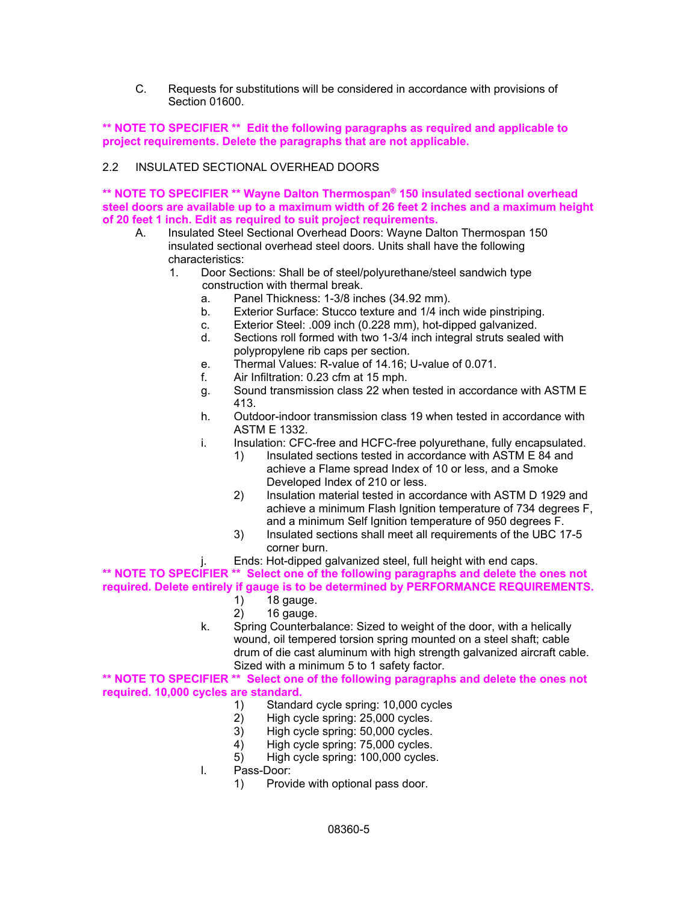C. Requests for substitutions will be considered in accordance with provisions of Section 01600.

**\*\* NOTE TO SPECIFIER \*\* Edit the following paragraphs as required and applicable to project requirements. Delete the paragraphs that are not applicable.**

2.2 INSULATED SECTIONAL OVERHEAD DOORS

**\*\* NOTE TO SPECIFIER \*\* Wayne Dalton Thermospan® 150 insulated sectional overhead steel doors are available up to a maximum width of 26 feet 2 inches and a maximum height of 20 feet 1 inch. Edit as required to suit project requirements.**

A. Insulated Steel Sectional Overhead Doors: Wayne Dalton Thermospan 150 insulated sectional overhead steel doors. Units shall have the following characteristics:

1. Door Sections: Shall be of steel/polyurethane/steel sandwich type construction with thermal break.
   a. Panel Thickness: 1-3/8 inches (34.92 mm).
   b. Exterior Surface: Stucco texture and 1/4 inch wide pinstriping.
   c. Exterior Steel: .009 inch (0.228 mm), hot-dipped galvanized.
   d. Sections roll formed with two 1-3/4 inch integral struts sealed with polypropylene rib caps per section.
   e. Thermal Values: R-value of 14.16; U-value of 0.071.
   f. Air Infiltration: 0.23 cfm at 15 mph.
   g. Sound transmission class 22 when tested in accordance with ASTM E 413.
   h. Outdoor-indoor transmission class 19 when tested in accordance with ASTM E 1332.
   i. Insulation: CFC-free and HCFC-free polyurethane, fully encapsulated.
      1) Insulated sections tested in accordance with ASTM E 84 and achieve a Flame spread Index of 10 or less, and a Smoke Developed Index of 210 or less.
      2) Insulation material tested in accordance with ASTM D 1929 and achieve a minimum Flash Ignition temperature of 734 degrees F, and a minimum Self Ignition temperature of 950 degrees F.
      3) Insulated sections shall meet all requirements of the UBC 17-5 corner burn.
   j. Ends: Hot-dipped galvanized steel, full height with end caps.

**\*\* NOTE TO SPECIFIER \*\* Select one of the following paragraphs and delete the ones not required. Delete entirely if gauge is to be determined by PERFORMANCE REQUIREMENTS.**

      1) 18 gauge.
      2) 16 gauge.
   k. Spring Counterbalance: Sized to weight of the door, with a helically wound, oil tempered torsion spring mounted on a steel shaft; cable drum of die cast aluminum with high strength galvanized aircraft cable. Sized with a minimum 5 to 1 safety factor.

**\*\* NOTE TO SPECIFIER \*\* Select one of the following paragraphs and delete the ones not required. 10,000 cycles are standard.**

      1) Standard cycle spring: 10,000 cycles
      2) High cycle spring: 25,000 cycles.
      3) High cycle spring: 50,000 cycles.
      4) High cycle spring: 75,000 cycles.
      5) High cycle spring: 100,000 cycles.
   l. Pass-Door:
      1) Provide with optional pass door.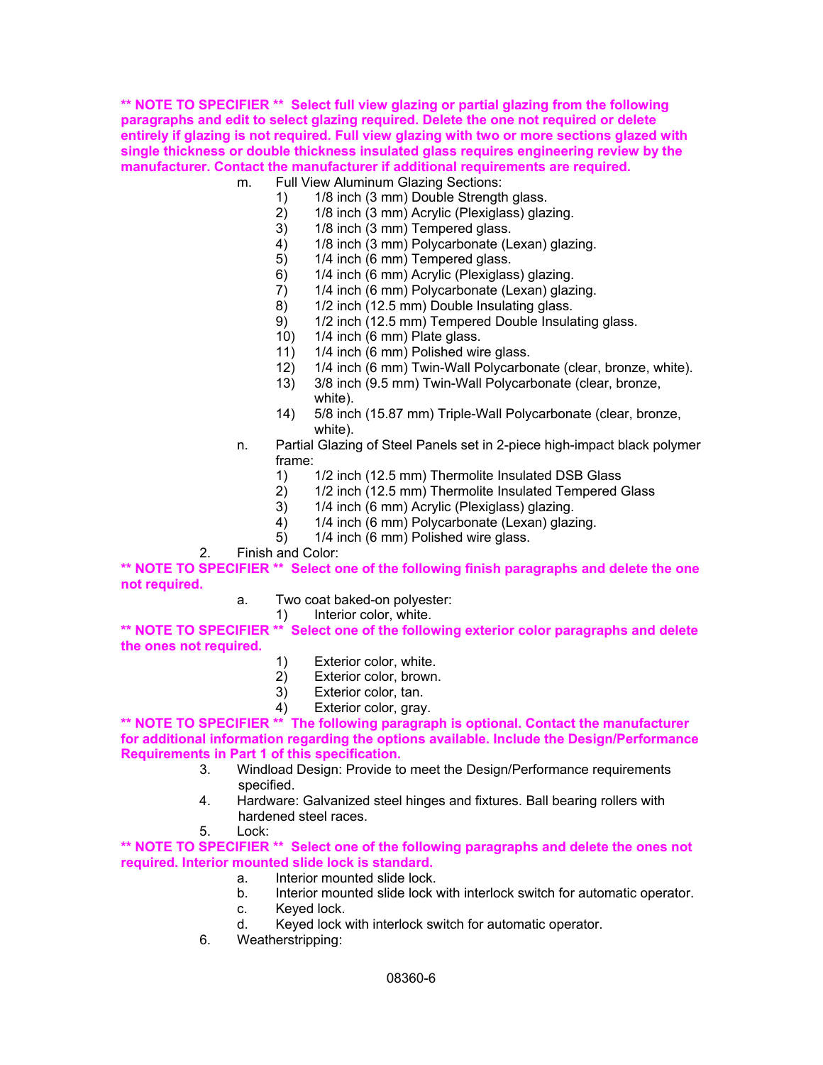**\*\* NOTE TO SPECIFIER \*\* Select full view glazing or partial glazing from the following paragraphs and edit to select glazing required. Delete the one not required or delete entirely if glazing is not required. Full view glazing with two or more sections glazed with single thickness or double thickness insulated glass requires engineering review by the manufacturer. Contact the manufacturer if additional requirements are required.**

m. Full View Aluminum Glazing Sections:
   1) 1/8 inch (3 mm) Double Strength glass.
   2) 1/8 inch (3 mm) Acrylic (Plexiglass) glazing.
   3) 1/8 inch (3 mm) Tempered glass.
   4) 1/8 inch (3 mm) Polycarbonate (Lexan) glazing.
   5) 1/4 inch (6 mm) Tempered glass.
   6) 1/4 inch (6 mm) Acrylic (Plexiglass) glazing.
   7) 1/4 inch (6 mm) Polycarbonate (Lexan) glazing.
   8) 1/2 inch (12.5 mm) Double Insulating glass.
   9) 1/2 inch (12.5 mm) Tempered Double Insulating glass.
   10) 1/4 inch (6 mm) Plate glass.
   11) 1/4 inch (6 mm) Polished wire glass.
   12) 1/4 inch (6 mm) Twin-Wall Polycarbonate (clear, bronze, white).
   13) 3/8 inch (9.5 mm) Twin-Wall Polycarbonate (clear, bronze, white).
   14) 5/8 inch (15.87 mm) Triple-Wall Polycarbonate (clear, bronze, white).

n. Partial Glazing of Steel Panels set in 2-piece high-impact black polymer frame:
   1) 1/2 inch (12.5 mm) Thermolite Insulated DSB Glass
   2) 1/2 inch (12.5 mm) Thermolite Insulated Tempered Glass
   3) 1/4 inch (6 mm) Acrylic (Plexiglass) glazing.
   4) 1/4 inch (6 mm) Polycarbonate (Lexan) glazing.
   5) 1/4 inch (6 mm) Polished wire glass.

2. Finish and Color:

**\*\* NOTE TO SPECIFIER \*\* Select one of the following finish paragraphs and delete the one not required.**

a. Two coat baked-on polyester:
   1) Interior color, white.

**\*\* NOTE TO SPECIFIER \*\* Select one of the following exterior color paragraphs and delete the ones not required.**

   1) Exterior color, white.
   2) Exterior color, brown.
   3) Exterior color, tan.
   4) Exterior color, gray.

**\*\* NOTE TO SPECIFIER \*\* The following paragraph is optional. Contact the manufacturer for additional information regarding the options available. Include the Design/Performance Requirements in Part 1 of this specification.**

3. Windload Design: Provide to meet the Design/Performance requirements specified.

4. Hardware: Galvanized steel hinges and fixtures. Ball bearing rollers with hardened steel races.

5. Lock:

**\*\* NOTE TO SPECIFIER \*\* Select one of the following paragraphs and delete the ones not required. Interior mounted slide lock is standard.**

a. Interior mounted slide lock.
b. Interior mounted slide lock with interlock switch for automatic operator.
c. Keyed lock.
d. Keyed lock with interlock switch for automatic operator.

6. Weatherstripping: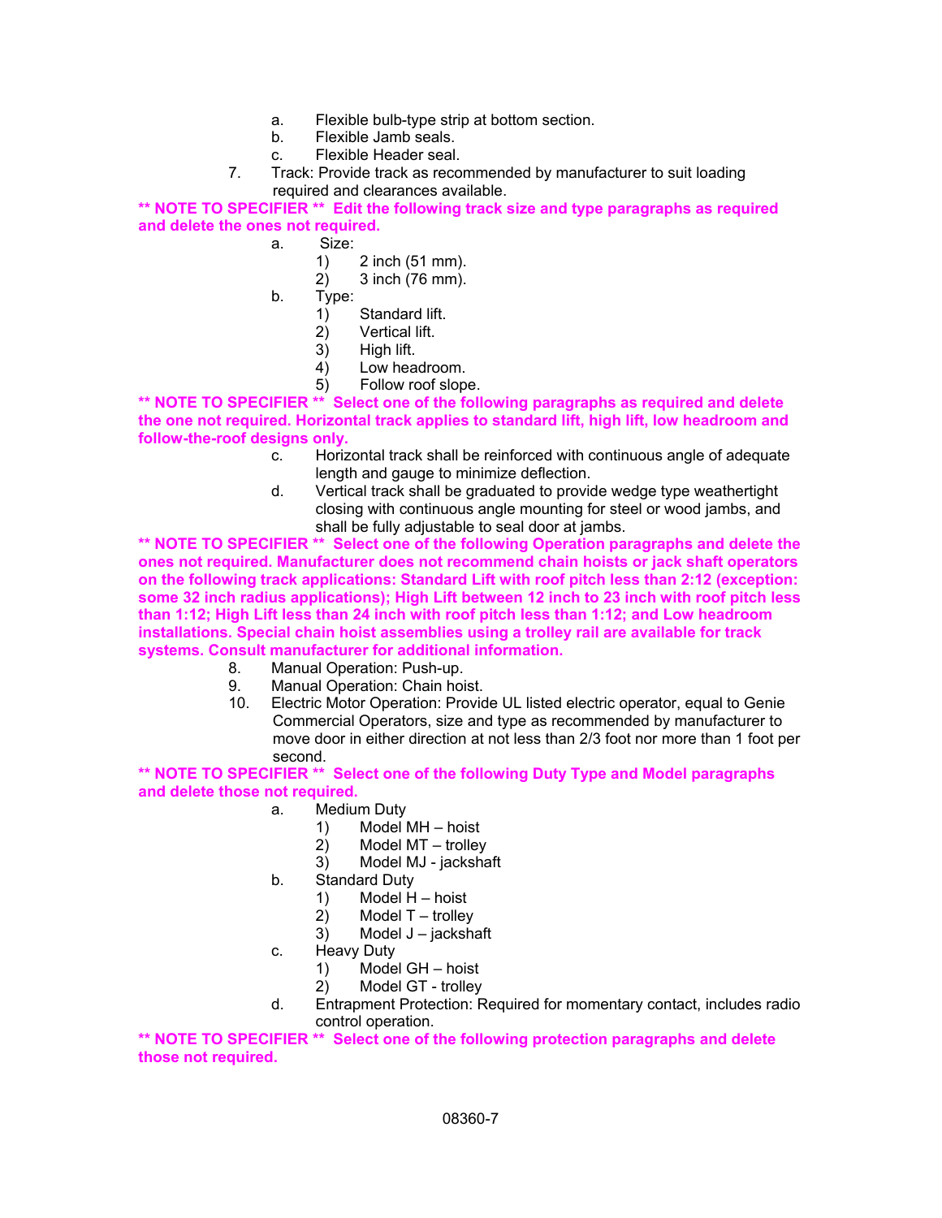a. Flexible bulb-type strip at bottom section.
   b. Flexible Jamb seals.
   c. Flexible Header seal.

7. Track: Provide track as recommended by manufacturer to suit loading required and clearances available.

**\*\* NOTE TO SPECIFIER \*\* Edit the following track size and type paragraphs as required and delete the ones not required.**

   a. Size:
      1) 2 inch (51 mm).
      2) 3 inch (76 mm).
   b. Type:
      1) Standard lift.
      2) Vertical lift.
      3) High lift.
      4) Low headroom.
      5) Follow roof slope.

**\*\* NOTE TO SPECIFIER \*\* Select one of the following paragraphs as required and delete the one not required. Horizontal track applies to standard lift, high lift, low headroom and follow-the-roof designs only.**

   c. Horizontal track shall be reinforced with continuous angle of adequate length and gauge to minimize deflection.
   d. Vertical track shall be graduated to provide wedge type weathertight closing with continuous angle mounting for steel or wood jambs, and shall be fully adjustable to seal door at jambs.

**\*\* NOTE TO SPECIFIER \*\* Select one of the following Operation paragraphs and delete the ones not required. Manufacturer does not recommend chain hoists or jack shaft operators on the following track applications: Standard Lift with roof pitch less than 2:12 (exception: some 32 inch radius applications); High Lift between 12 inch to 23 inch with roof pitch less than 1:12; High Lift less than 24 inch with roof pitch less than 1:12; and Low headroom installations. Special chain hoist assemblies using a trolley rail are available for track systems. Consult manufacturer for additional information.**

8. Manual Operation: Push-up.
9. Manual Operation: Chain hoist.
10. Electric Motor Operation: Provide UL listed electric operator, equal to Genie Commercial Operators, size and type as recommended by manufacturer to move door in either direction at not less than 2/3 foot nor more than 1 foot per second.

**\*\* NOTE TO SPECIFIER \*\* Select one of the following Duty Type and Model paragraphs and delete those not required.**

   a. Medium Duty
      1) Model MH – hoist
      2) Model MT – trolley
      3) Model MJ - jackshaft
   b. Standard Duty
      1) Model H – hoist
      2) Model T – trolley
      3) Model J – jackshaft
   c. Heavy Duty
      1) Model GH – hoist
      2) Model GT - trolley
   d. Entrapment Protection: Required for momentary contact, includes radio control operation.

**\*\* NOTE TO SPECIFIER \*\* Select one of the following protection paragraphs and delete those not required.**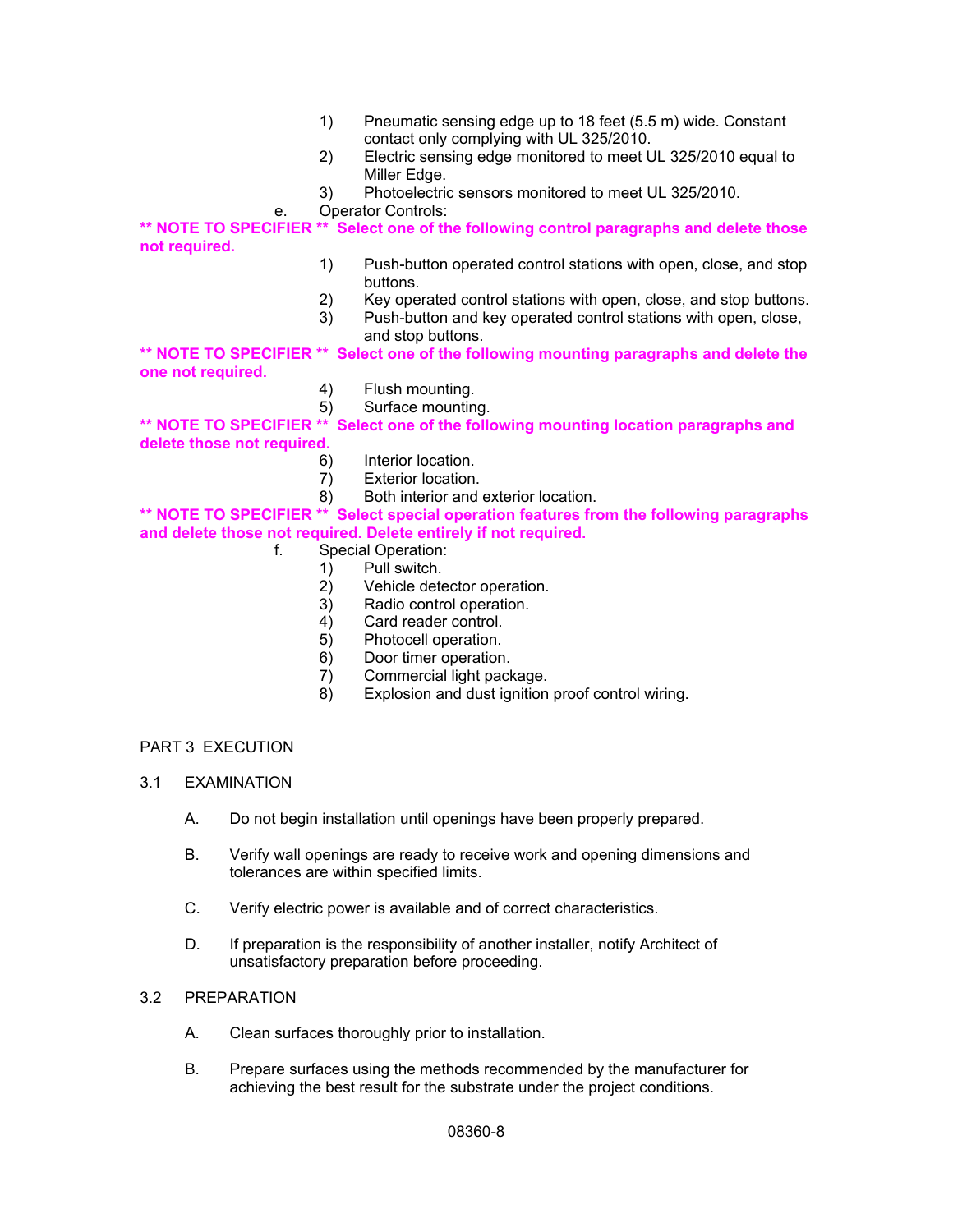1) Pneumatic sensing edge up to 18 feet (5.5 m) wide. Constant contact only complying with UL 325/2010.
2) Electric sensing edge monitored to meet UL 325/2010 equal to Miller Edge.
3) Photoelectric sensors monitored to meet UL 325/2010.

e. Operator Controls:

**** NOTE TO SPECIFIER **  Select one of the following control paragraphs and delete those not required.**

1) Push-button operated control stations with open, close, and stop buttons.
2) Key operated control stations with open, close, and stop buttons.
3) Push-button and key operated control stations with open, close, and stop buttons.

**** NOTE TO SPECIFIER **  Select one of the following mounting paragraphs and delete the one not required.**

4) Flush mounting.
5) Surface mounting.

**** NOTE TO SPECIFIER **  Select one of the following mounting location paragraphs and delete those not required.**

6) Interior location.
7) Exterior location.
8) Both interior and exterior location.

**** NOTE TO SPECIFIER **  Select special operation features from the following paragraphs and delete those not required. Delete entirely if not required.**

f. Special Operation:

1) Pull switch.
2) Vehicle detector operation.
3) Radio control operation.
4) Card reader control.
5) Photocell operation.
6) Door timer operation.
7) Commercial light package.
8) Explosion and dust ignition proof control wiring.

## PART 3 EXECUTION

### 3.1 EXAMINATION

A. Do not begin installation until openings have been properly prepared.

B. Verify wall openings are ready to receive work and opening dimensions and tolerances are within specified limits.

C. Verify electric power is available and of correct characteristics.

D. If preparation is the responsibility of another installer, notify Architect of unsatisfactory preparation before proceeding.

### 3.2 PREPARATION

A. Clean surfaces thoroughly prior to installation.

B. Prepare surfaces using the methods recommended by the manufacturer for achieving the best result for the substrate under the project conditions.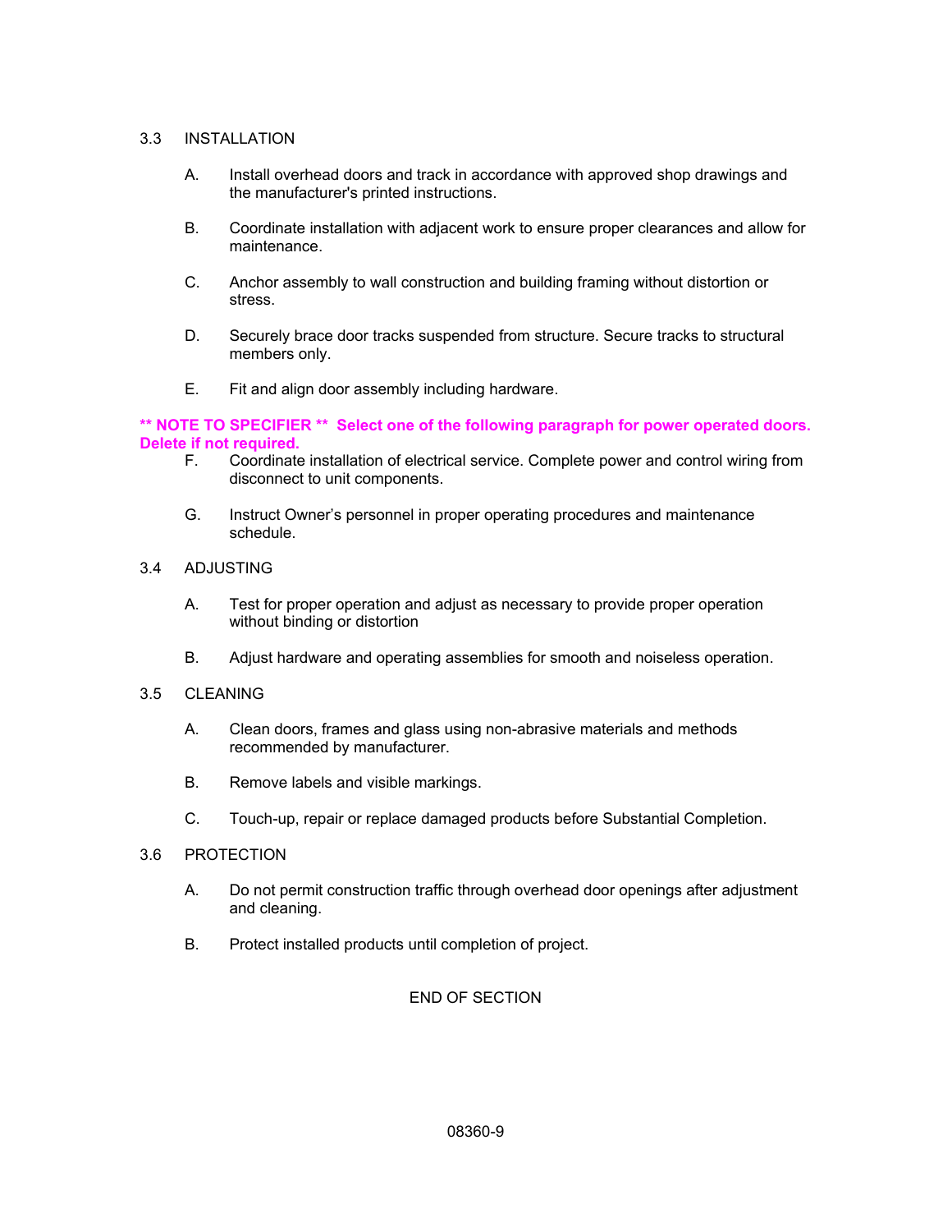## 3.3 INSTALLATION

A. Install overhead doors and track in accordance with approved shop drawings and the manufacturer's printed instructions.

B. Coordinate installation with adjacent work to ensure proper clearances and allow for maintenance.

C. Anchor assembly to wall construction and building framing without distortion or stress.

D. Securely brace door tracks suspended from structure. Secure tracks to structural members only.

E. Fit and align door assembly including hardware.

**\*\* NOTE TO SPECIFIER \*\* Select one of the following paragraph for power operated doors. Delete if not required.**

F. Coordinate installation of electrical service. Complete power and control wiring from disconnect to unit components.

G. Instruct Owner's personnel in proper operating procedures and maintenance schedule.

## 3.4 ADJUSTING

A. Test for proper operation and adjust as necessary to provide proper operation without binding or distortion

B. Adjust hardware and operating assemblies for smooth and noiseless operation.

## 3.5 CLEANING

A. Clean doors, frames and glass using non-abrasive materials and methods recommended by manufacturer.

B. Remove labels and visible markings.

C. Touch-up, repair or replace damaged products before Substantial Completion.

## 3.6 PROTECTION

A. Do not permit construction traffic through overhead door openings after adjustment and cleaning.

B. Protect installed products until completion of project.

END OF SECTION